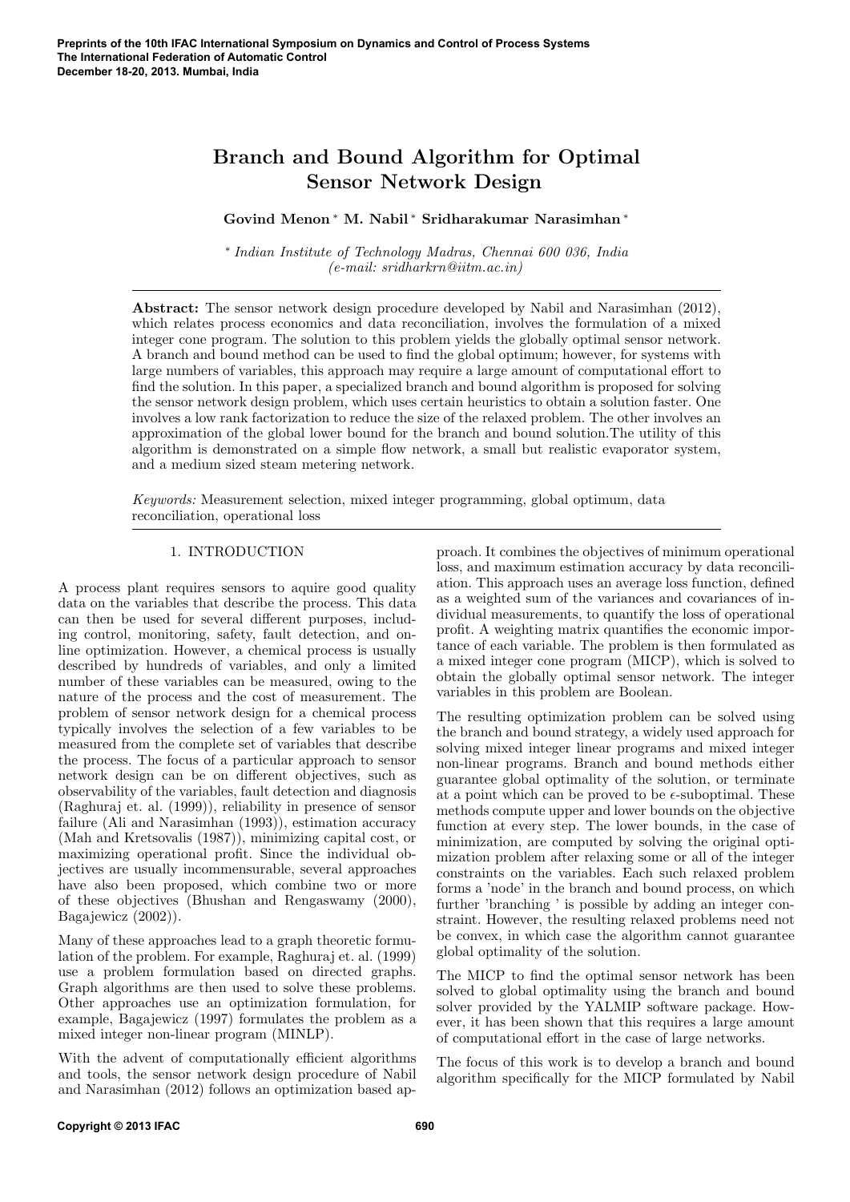# Branch and Bound Algorithm for Optimal Sensor Network Design

**Govind Menon** * **M. Nabil** * **Sridharakumar Narasimhan** *

* *Indian Institute of Technology Madras, Chennai 600 036, India (e-mail: sridharkrn@iitm.ac.in)*

**Abstract:** The sensor network design procedure developed by Nabil and Narasimhan (2012), which relates process economics and data reconciliation, involves the formulation of a mixed integer cone program. The solution to this problem yields the globally optimal sensor network. A branch and bound method can be used to find the global optimum; however, for systems with large numbers of variables, this approach may require a large amount of computational effort to find the solution. In this paper, a specialized branch and bound algorithm is proposed for solving the sensor network design problem, which uses certain heuristics to obtain a solution faster. One involves a low rank factorization to reduce the size of the relaxed problem. The other involves an approximation of the global lower bound for the branch and bound solution.The utility of this algorithm is demonstrated on a simple flow network, a small but realistic evaporator system, and a medium sized steam metering network.

*Keywords:* Measurement selection, mixed integer programming, global optimum, data reconciliation, operational loss

## 1. INTRODUCTION

A process plant requires sensors to aquire good quality data on the variables that describe the process. This data can then be used for several different purposes, including control, monitoring, safety, fault detection, and online optimization. However, a chemical process is usually described by hundreds of variables, and only a limited number of these variables can be measured, owing to the nature of the process and the cost of measurement. The problem of sensor network design for a chemical process typically involves the selection of a few variables to be measured from the complete set of variables that describe the process. The focus of a particular approach to sensor network design can be on different objectives, such as observability of the variables, fault detection and diagnosis (Raghuraj et. al. (1999)), reliability in presence of sensor failure (Ali and Narasimhan (1993)), estimation accuracy (Mah and Kretsovalis (1987)), minimizing capital cost, or maximizing operational profit. Since the individual objectives are usually incommensurable, several approaches have also been proposed, which combine two or more of these objectives (Bhushan and Rengaswamy (2000), Bagajewicz (2002)).

Many of these approaches lead to a graph theoretic formulation of the problem. For example, Raghuraj et. al. (1999) use a problem formulation based on directed graphs. Graph algorithms are then used to solve these problems. Other approaches use an optimization formulation, for example, Bagajewicz (1997) formulates the problem as a mixed integer non-linear program (MINLP).

With the advent of computationally efficient algorithms and tools, the sensor network design procedure of Nabil and Narasimhan (2012) follows an optimization based approach. It combines the objectives of minimum operational loss, and maximum estimation accuracy by data reconciliation. This approach uses an average loss function, defined as a weighted sum of the variances and covariances of individual measurements, to quantify the loss of operational profit. A weighting matrix quantifies the economic importance of each variable. The problem is then formulated as a mixed integer cone program (MICP), which is solved to obtain the globally optimal sensor network. The integer variables in this problem are Boolean.

The resulting optimization problem can be solved using the branch and bound strategy, a widely used approach for solving mixed integer linear programs and mixed integer non-linear programs. Branch and bound methods either guarantee global optimality of the solution, or terminate at a point which can be proved to be $\epsilon$-suboptimal. These methods compute upper and lower bounds on the objective function at every step. The lower bounds, in the case of minimization, are computed by solving the original optimization problem after relaxing some or all of the integer constraints on the variables. Each such relaxed problem forms a 'node' in the branch and bound process, on which further 'branching ' is possible by adding an integer constraint. However, the resulting relaxed problems need not be convex, in which case the algorithm cannot guarantee global optimality of the solution.

The MICP to find the optimal sensor network has been solved to global optimality using the branch and bound solver provided by the YALMIP software package. However, it has been shown that this requires a large amount of computational effort in the case of large networks.

The focus of this work is to develop a branch and bound algorithm specifically for the MICP formulated by Nabil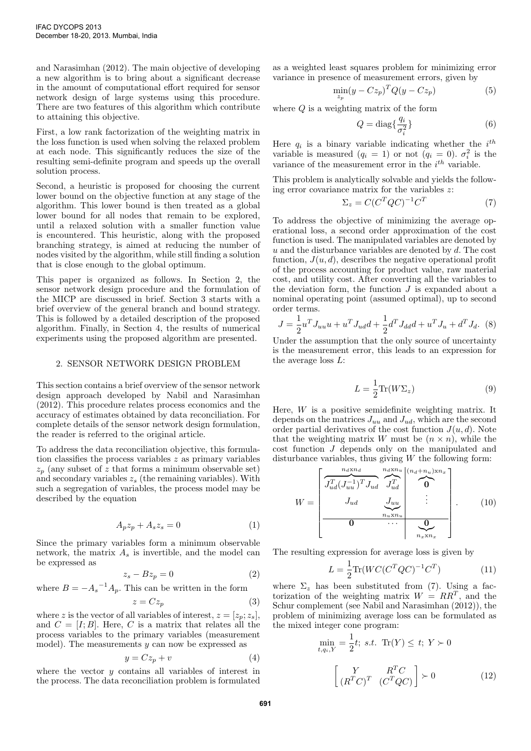and Narasimhan (2012). The main objective of developing a new algorithm is to bring about a significant decrease in the amount of computational effort required for sensor network design of large systems using this procedure. There are two features of this algorithm which contribute to attaining this objective.

First, a low rank factorization of the weighting matrix in the loss function is used when solving the relaxed problem at each node. This significantly reduces the size of the resulting semi-definite program and speeds up the overall solution process.

Second, a heuristic is proposed for choosing the current lower bound on the objective function at any stage of the algorithm. This lower bound is then treated as a global lower bound for all nodes that remain to be explored, until a relaxed solution with a smaller function value is encountered. This heuristic, along with the proposed branching strategy, is aimed at reducing the number of nodes visited by the algorithm, while still finding a solution that is close enough to the global optimum.

This paper is organized as follows. In Section 2, the sensor network design procedure and the formulation of the MICP are discussed in brief. Section 3 starts with a brief overview of the general branch and bound strategy. This is followed by a detailed description of the proposed algorithm. Finally, in Section 4, the results of numerical experiments using the proposed algorithm are presented.

## 2. SENSOR NETWORK DESIGN PROBLEM

This section contains a brief overview of the sensor network design approach developed by Nabil and Narasimhan (2012). This procedure relates process economics and the accuracy of estimates obtained by data reconciliation. For complete details of the sensor network design formulation, the reader is referred to the original article.

To address the data reconciliation objective, this formulation classifies the process variables $z$ as primary variables $z_p$ (any subset of $z$ that forms a minimum observable set) and secondary variables $z_s$ (the remaining variables). With such a segregation of variables, the process model may be described by the equation

$$A_p z_p + A_s z_s = 0 \tag{1}$$

Since the primary variables form a minimum observable network, the matrix $A_s$ is invertible, and the model can be expressed as

$$z_s - B z_p = 0 \tag{2}$$

where $B = -{A_s}^{-1} A_p$. This can be written in the form

$$z = C z_p \tag{3}$$

where $z$ is the vector of all variables of interest, $z = [z_p; z_s]$, and $C = [I; B]$. Here, $C$ is a matrix that relates all the process variables to the primary variables (measurement model). The measurements $y$ can now be expressed as

$$y = C z_p + v \tag{4}$$

where the vector $y$ contains all variables of interest in the process. The data reconciliation problem is formulated as a weighted least squares problem for minimizing error variance in presence of measurement errors, given by

$$\min_{z_p} (y - C z_p)^T Q (y - C z_p) \tag{5}$$

where $Q$ is a weighting matrix of the form

$$Q = \text{diag}\{\frac{q_i}{\sigma_i^2}\} \tag{6}$$

Here $q_i$ is a binary variable indicating whether the $i^{th}$ variable is measured ($q_i = 1$) or not ($q_i = 0$). $\sigma_i^2$ is the variance of the measurement error in the $i^{th}$ variable.

This problem is analytically solvable and yields the following error covariance matrix for the variables $z$:

$$\Sigma_z = C(C^T Q C)^{-1} C^T \tag{7}$$

To address the objective of minimizing the average operational loss, a second order approximation of the cost function is used. The manipulated variables are denoted by $u$ and the disturbance variables are denoted by $d$. The cost function, $J(u, d)$, describes the negative operational profit of the process accounting for product value, raw material cost, and utility cost. After converting all the variables to the deviation form, the function $J$ is expanded about a nominal operating point (assumed optimal), up to second order terms.

$$J = \frac{1}{2} u^T J_{uu} u + u^T J_{ud} d + \frac{1}{2} d^T J_{dd} d + u^T J_u + d^T J_d. \tag{8}$$

Under the assumption that the only source of uncertainty is the measurement error, this leads to an expression for the average loss $L$:

$$L = \frac{1}{2} \text{Tr}(W \Sigma_z) \tag{9}$$

Here, $W$ is a positive semidefinite weighting matrix. It depends on the matrices $J_{uu}$ and $J_{ud}$, which are the second order partial derivatives of the cost function $J(u, d)$. Note that the weighting matrix $W$ must be $(n \times n)$, while the cost function $J$ depends only on the manipulated and disturbance variables, thus giving $W$ the following form:

$$W = \left[ \begin{array}{cc|c} \overbrace{J_{ud}^T (J_{uu}^{-1})^T J_{ud}}^{n_d \text{x} n_d} & \overbrace{J_{ud}^T}^{n_d \text{x} n_u} & \overbrace{\mathbf{0}}^{(n_d+n_u)\text{x} n_x} \\ J_{ud} & \underbrace{J_{uu}}_{n_u \text{x} n_u} & \vdots \\ \hline \mathbf{0} & \cdots & \underbrace{\mathbf{0}}_{n_x \text{x} n_x} \end{array} \right]. \tag{10}$$

The resulting expression for average loss is given by

$$L = \frac{1}{2} \text{Tr}(W C (C^T Q C)^{-1} C^T) \tag{11}$$

where $\Sigma_z$ has been substituted from (7). Using a factorization of the weighting matrix $W = R R^T$, and the Schur complement (see Nabil and Narasimhan (2012)), the problem of minimizing average loss can be formulated as the mixed integer cone program:

$$\min_{t, q_i, Y} = \frac{1}{2} t; \; s.t. \; \text{Tr}(Y) \leq t; \; Y \succ 0$$

$$\begin{bmatrix} Y & R^T C \\ (R^T C)^T & (C^T Q C) \end{bmatrix} \succ 0 \tag{12}$$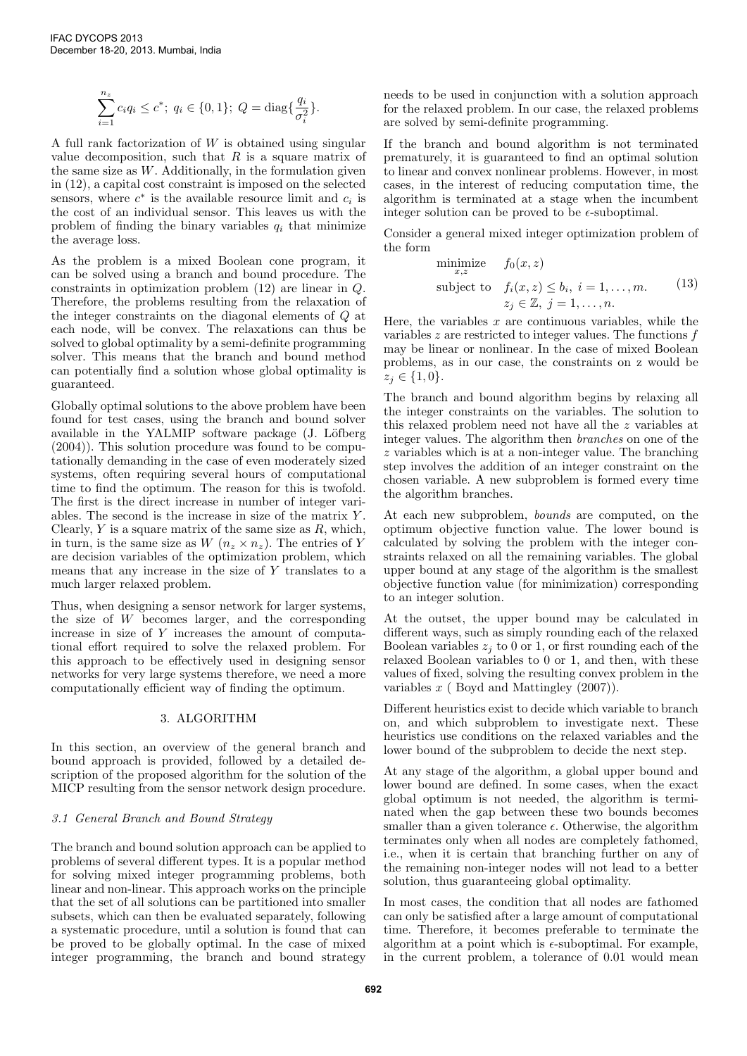$$\sum_{i=1}^{n_z} c_i q_i \leq c^*;\ q_i \in \{0,1\};\ Q = \text{diag}\{\frac{q_i}{\sigma_i^2}\}.$$

A full rank factorization of $W$ is obtained using singular value decomposition, such that $R$ is a square matrix of the same size as $W$. Additionally, in the formulation given in (12), a capital cost constraint is imposed on the selected sensors, where $c^*$ is the available resource limit and $c_i$ is the cost of an individual sensor. This leaves us with the problem of finding the binary variables $q_i$ that minimize the average loss.

As the problem is a mixed Boolean cone program, it can be solved using a branch and bound procedure. The constraints in optimization problem (12) are linear in $Q$. Therefore, the problems resulting from the relaxation of the integer constraints on the diagonal elements of $Q$ at each node, will be convex. The relaxations can thus be solved to global optimality by a semi-definite programming solver. This means that the branch and bound method can potentially find a solution whose global optimality is guaranteed.

Globally optimal solutions to the above problem have been found for test cases, using the branch and bound solver available in the YALMIP software package (J. Löfberg (2004)). This solution procedure was found to be computationally demanding in the case of even moderately sized systems, often requiring several hours of computational time to find the optimum. The reason for this is twofold. The first is the direct increase in number of integer variables. The second is the increase in size of the matrix $Y$. Clearly, $Y$ is a square matrix of the same size as $R$, which, in turn, is the same size as $W$ ($n_z \times n_z$). The entries of $Y$ are decision variables of the optimization problem, which means that any increase in the size of $Y$ translates to a much larger relaxed problem.

Thus, when designing a sensor network for larger systems, the size of $W$ becomes larger, and the corresponding increase in size of $Y$ increases the amount of computational effort required to solve the relaxed problem. For this approach to be effectively used in designing sensor networks for very large systems therefore, we need a more computationally efficient way of finding the optimum.

## 3. ALGORITHM

In this section, an overview of the general branch and bound approach is provided, followed by a detailed description of the proposed algorithm for the solution of the MICP resulting from the sensor network design procedure.

### 3.1 General Branch and Bound Strategy

The branch and bound solution approach can be applied to problems of several different types. It is a popular method for solving mixed integer programming problems, both linear and non-linear. This approach works on the principle that the set of all solutions can be partitioned into smaller subsets, which can then be evaluated separately, following a systematic procedure, until a solution is found that can be proved to be globally optimal. In the case of mixed integer programming, the branch and bound strategy needs to be used in conjunction with a solution approach for the relaxed problem. In our case, the relaxed problems are solved by semi-definite programming.

If the branch and bound algorithm is not terminated prematurely, it is guaranteed to find an optimal solution to linear and convex nonlinear problems. However, in most cases, in the interest of reducing computation time, the algorithm is terminated at a stage when the incumbent integer solution can be proved to be $\epsilon$-suboptimal.

Consider a general mixed integer optimization problem of the form

$$\begin{aligned} \underset{x,z}{\text{minimize}} \quad & f_0(x,z) \\ \text{subject to} \quad & f_i(x,z) \leq b_i,\ i = 1,\ldots,m. \\ & z_j \in \mathbb{Z},\ j = 1,\ldots,n. \end{aligned} \tag{13}$$

Here, the variables $x$ are continuous variables, while the variables $z$ are restricted to integer values. The functions $f$ may be linear or nonlinear. In the case of mixed Boolean problems, as in our case, the constraints on z would be $z_j \in \{1, 0\}$.

The branch and bound algorithm begins by relaxing all the integer constraints on the variables. The solution to this relaxed problem need not have all the $z$ variables at integer values. The algorithm then *branches* on one of the $z$ variables which is at a non-integer value. The branching step involves the addition of an integer constraint on the chosen variable. A new subproblem is formed every time the algorithm branches.

At each new subproblem, *bounds* are computed, on the optimum objective function value. The lower bound is calculated by solving the problem with the integer constraints relaxed on all the remaining variables. The global upper bound at any stage of the algorithm is the smallest objective function value (for minimization) corresponding to an integer solution.

At the outset, the upper bound may be calculated in different ways, such as simply rounding each of the relaxed Boolean variables $z_j$ to 0 or 1, or first rounding each of the relaxed Boolean variables to 0 or 1, and then, with these values of fixed, solving the resulting convex problem in the variables $x$ ( Boyd and Mattingley (2007)).

Different heuristics exist to decide which variable to branch on, and which subproblem to investigate next. These heuristics use conditions on the relaxed variables and the lower bound of the subproblem to decide the next step.

At any stage of the algorithm, a global upper bound and lower bound are defined. In some cases, when the exact global optimum is not needed, the algorithm is terminated when the gap between these two bounds becomes smaller than a given tolerance $\epsilon$. Otherwise, the algorithm terminates only when all nodes are completely fathomed, i.e., when it is certain that branching further on any of the remaining non-integer nodes will not lead to a better solution, thus guaranteeing global optimality.

In most cases, the condition that all nodes are fathomed can only be satisfied after a large amount of computational time. Therefore, it becomes preferable to terminate the algorithm at a point which is $\epsilon$-suboptimal. For example, in the current problem, a tolerance of 0.01 would mean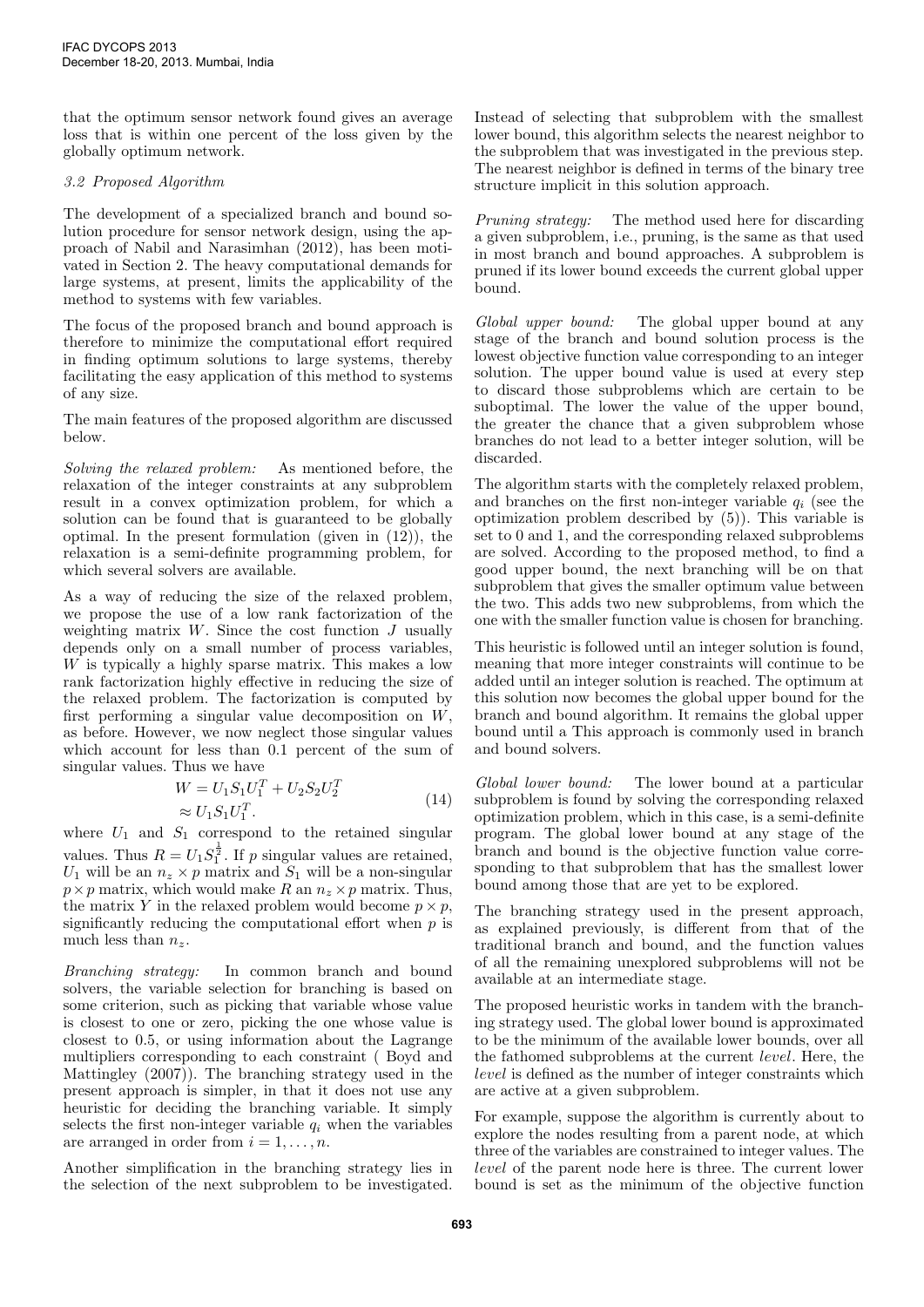that the optimum sensor network found gives an average loss that is within one percent of the loss given by the globally optimum network.

### 3.2 Proposed Algorithm

The development of a specialized branch and bound solution procedure for sensor network design, using the approach of Nabil and Narasimhan (2012), has been motivated in Section 2. The heavy computational demands for large systems, at present, limits the applicability of the method to systems with few variables.

The focus of the proposed branch and bound approach is therefore to minimize the computational effort required in finding optimum solutions to large systems, thereby facilitating the easy application of this method to systems of any size.

The main features of the proposed algorithm are discussed below.

*Solving the relaxed problem:* As mentioned before, the relaxation of the integer constraints at any subproblem result in a convex optimization problem, for which a solution can be found that is guaranteed to be globally optimal. In the present formulation (given in (12)), the relaxation is a semi-definite programming problem, for which several solvers are available.

As a way of reducing the size of the relaxed problem, we propose the use of a low rank factorization of the weighting matrix $W$. Since the cost function $J$ usually depends only on a small number of process variables, $W$ is typically a highly sparse matrix. This makes a low rank factorization highly effective in reducing the size of the relaxed problem. The factorization is computed by first performing a singular value decomposition on $W$, as before. However, we now neglect those singular values which account for less than 0.1 percent of the sum of singular values. Thus we have

$$\begin{aligned} W &= U_1 S_1 U_1^T + U_2 S_2 U_2^T \\ &\approx U_1 S_1 U_1^T. \end{aligned} \tag{14}$$

where $U_1$ and $S_1$ correspond to the retained singular values. Thus $R = U_1 S_1^{\frac{1}{2}}$. If $p$ singular values are retained, $U_1$ will be an $n_z \times p$ matrix and $S_1$ will be a non-singular $p \times p$ matrix, which would make $R$ an $n_z \times p$ matrix. Thus, the matrix $Y$ in the relaxed problem would become $p \times p$, significantly reducing the computational effort when $p$ is much less than $n_z$.

*Branching strategy:* In common branch and bound solvers, the variable selection for branching is based on some criterion, such as picking that variable whose value is closest to one or zero, picking the one whose value is closest to 0.5, or using information about the Lagrange multipliers corresponding to each constraint ( Boyd and Mattingley (2007)). The branching strategy used in the present approach is simpler, in that it does not use any heuristic for deciding the branching variable. It simply selects the first non-integer variable $q_i$ when the variables are arranged in order from $i = 1, \ldots, n$.

Another simplification in the branching strategy lies in the selection of the next subproblem to be investigated. Instead of selecting that subproblem with the smallest lower bound, this algorithm selects the nearest neighbor to the subproblem that was investigated in the previous step. The nearest neighbor is defined in terms of the binary tree structure implicit in this solution approach.

*Pruning strategy:* The method used here for discarding a given subproblem, i.e., pruning, is the same as that used in most branch and bound approaches. A subproblem is pruned if its lower bound exceeds the current global upper bound.

*Global upper bound:* The global upper bound at any stage of the branch and bound solution process is the lowest objective function value corresponding to an integer solution. The upper bound value is used at every step to discard those subproblems which are certain to be suboptimal. The lower the value of the upper bound, the greater the chance that a given subproblem whose branches do not lead to a better integer solution, will be discarded.

The algorithm starts with the completely relaxed problem, and branches on the first non-integer variable $q_i$ (see the optimization problem described by (5)). This variable is set to 0 and 1, and the corresponding relaxed subproblems are solved. According to the proposed method, to find a good upper bound, the next branching will be on that subproblem that gives the smaller optimum value between the two. This adds two new subproblems, from which the one with the smaller function value is chosen for branching.

This heuristic is followed until an integer solution is found, meaning that more integer constraints will continue to be added until an integer solution is reached. The optimum at this solution now becomes the global upper bound for the branch and bound algorithm. It remains the global upper bound until a This approach is commonly used in branch and bound solvers.

*Global lower bound:* The lower bound at a particular subproblem is found by solving the corresponding relaxed optimization problem, which in this case, is a semi-definite program. The global lower bound at any stage of the branch and bound is the objective function value corresponding to that subproblem that has the smallest lower bound among those that are yet to be explored.

The branching strategy used in the present approach, as explained previously, is different from that of the traditional branch and bound, and the function values of all the remaining unexplored subproblems will not be available at an intermediate stage.

The proposed heuristic works in tandem with the branching strategy used. The global lower bound is approximated to be the minimum of the available lower bounds, over all the fathomed subproblems at the current *level*. Here, the *level* is defined as the number of integer constraints which are active at a given subproblem.

For example, suppose the algorithm is currently about to explore the nodes resulting from a parent node, at which three of the variables are constrained to integer values. The *level* of the parent node here is three. The current lower bound is set as the minimum of the objective function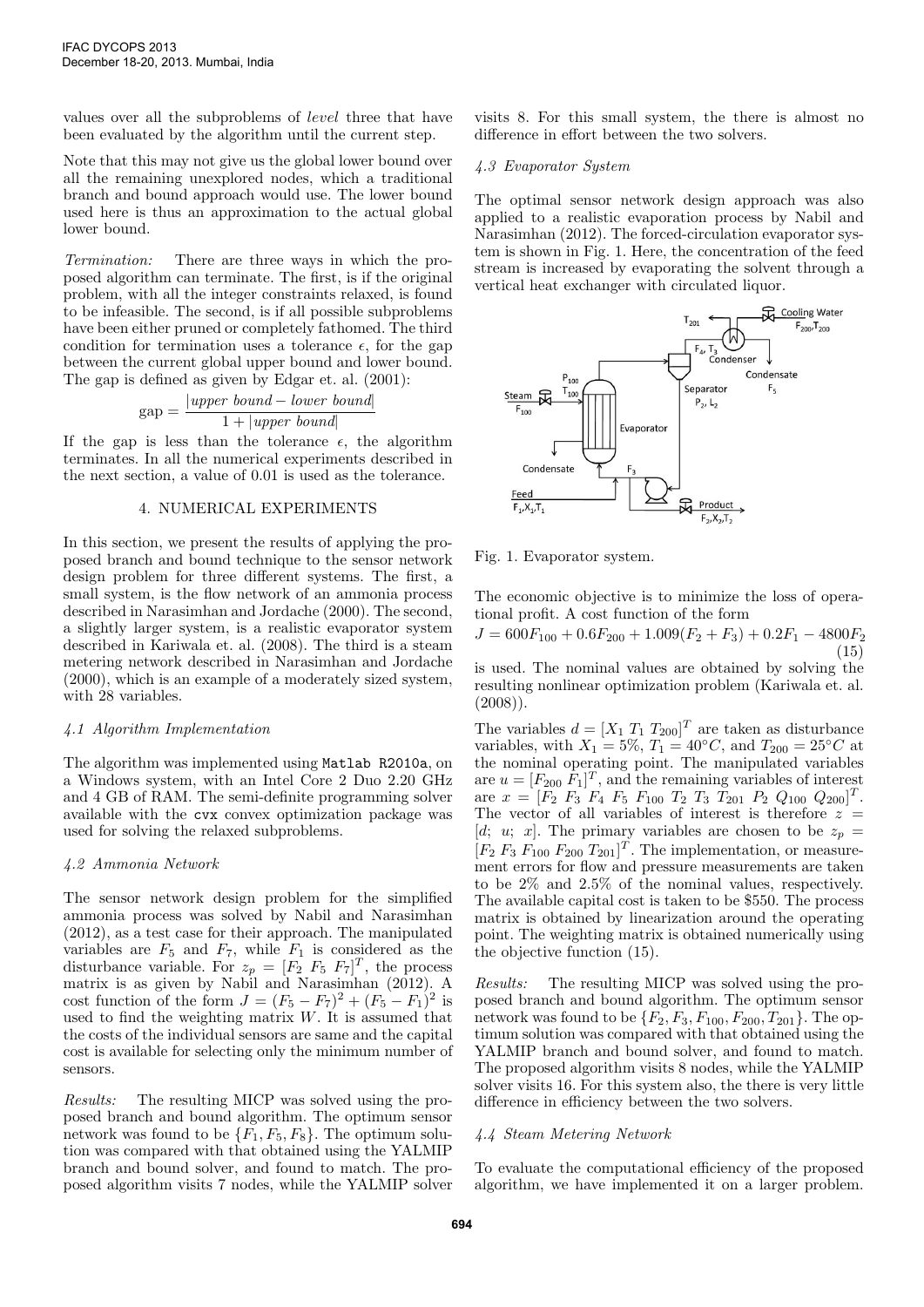values over all the subproblems of *level* three that have been evaluated by the algorithm until the current step.

Note that this may not give us the global lower bound over all the remaining unexplored nodes, which a traditional branch and bound approach would use. The lower bound used here is thus an approximation to the actual global lower bound.

*Termination:* There are three ways in which the proposed algorithm can terminate. The first, is if the original problem, with all the integer constraints relaxed, is found to be infeasible. The second, is if all possible subproblems have been either pruned or completely fathomed. The third condition for termination uses a tolerance $\epsilon$, for the gap between the current global upper bound and lower bound. The gap is defined as given by Edgar et. al. (2001):

$$\text{gap} = \frac{|upper\ bound - lower\ bound|}{1 + |upper\ bound|}$$

If the gap is less than the tolerance $\epsilon$, the algorithm terminates. In all the numerical experiments described in the next section, a value of 0.01 is used as the tolerance.

## 4. NUMERICAL EXPERIMENTS

In this section, we present the results of applying the proposed branch and bound technique to the sensor network design problem for three different systems. The first, a small system, is the flow network of an ammonia process described in Narasimhan and Jordache (2000). The second, a slightly larger system, is a realistic evaporator system described in Kariwala et. al. (2008). The third is a steam metering network described in Narasimhan and Jordache (2000), which is an example of a moderately sized system, with 28 variables.

### 4.1 Algorithm Implementation

The algorithm was implemented using `Matlab R2010a`, on a Windows system, with an Intel Core 2 Duo 2.20 GHz and 4 GB of RAM. The semi-definite programming solver available with the `cvx` convex optimization package was used for solving the relaxed subproblems.

### 4.2 Ammonia Network

The sensor network design problem for the simplified ammonia process was solved by Nabil and Narasimhan (2012), as a test case for their approach. The manipulated variables are $F_5$ and $F_7$, while $F_1$ is considered as the disturbance variable. For $z_p = [F_2\ F_5\ F_7]^T$, the process matrix is as given by Nabil and Narasimhan (2012). A cost function of the form $J = (F_5 - F_7)^2 + (F_5 - F_1)^2$ is used to find the weighting matrix $W$. It is assumed that the costs of the individual sensors are same and the capital cost is available for selecting only the minimum number of sensors.

*Results:* The resulting MICP was solved using the proposed branch and bound algorithm. The optimum sensor network was found to be $\{F_1, F_5, F_8\}$. The optimum solution was compared with that obtained using the YALMIP branch and bound solver, and found to match. The proposed algorithm visits 7 nodes, while the YALMIP solver visits 8. For this small system, the there is almost no difference in effort between the two solvers.

### 4.3 Evaporator System

The optimal sensor network design approach was also applied to a realistic evaporation process by Nabil and Narasimhan (2012). The forced-circulation evaporator system is shown in Fig. 1. Here, the concentration of the feed stream is increased by evaporating the solvent through a vertical heat exchanger with circulated liquor.

Fig. 1. Evaporator system.

The economic objective is to minimize the loss of operational profit. A cost function of the form

$$J = 600F_{100} + 0.6F_{200} + 1.009(F_2 + F_3) + 0.2F_1 - 4800F_2 \tag{15}$$

is used. The nominal values are obtained by solving the resulting nonlinear optimization problem (Kariwala et. al. (2008)).

The variables $d = [X_1\ T_1\ T_{200}]^T$ are taken as disturbance variables, with $X_1 = 5\%$, $T_1 = 40°C$, and $T_{200} = 25°C$ at the nominal operating point. The manipulated variables are $u = [F_{200}\ F_1]^T$, and the remaining variables of interest are $x = [F_2\ F_3\ F_4\ F_5\ F_{100}\ T_2\ T_3\ T_{201}\ P_2\ Q_{100}\ Q_{200}]^T$. The vector of all variables of interest is therefore $z = [d;\ u;\ x]$. The primary variables are chosen to be $z_p = [F_2\ F_3\ F_{100}\ F_{200}\ T_{201}]^T$. The implementation, or measurement errors for flow and pressure measurements are taken to be 2% and 2.5% of the nominal values, respectively. The available capital cost is taken to be \$550. The process matrix is obtained by linearization around the operating point. The weighting matrix is obtained numerically using the objective function (15).

*Results:* The resulting MICP was solved using the proposed branch and bound algorithm. The optimum sensor network was found to be $\{F_2, F_3, F_{100}, F_{200}, T_{201}\}$. The optimum solution was compared with that obtained using the YALMIP branch and bound solver, and found to match. The proposed algorithm visits 8 nodes, while the YALMIP solver visits 16. For this system also, the there is very little difference in efficiency between the two solvers.

### 4.4 Steam Metering Network

To evaluate the computational efficiency of the proposed algorithm, we have implemented it on a larger problem.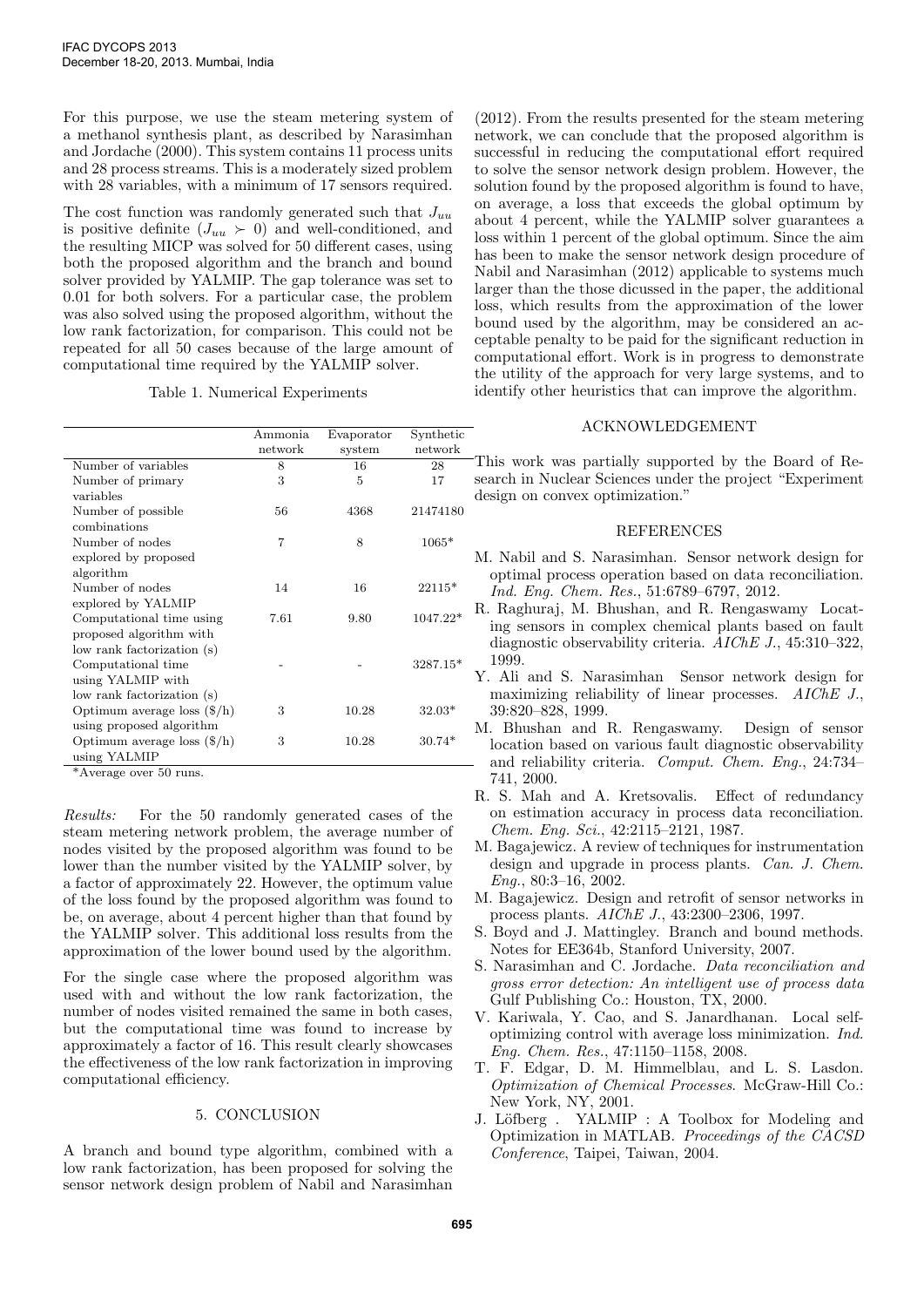For this purpose, we use the steam metering system of a methanol synthesis plant, as described by Narasimhan and Jordache (2000). This system contains 11 process units and 28 process streams. This is a moderately sized problem with 28 variables, with a minimum of 17 sensors required.

The cost function was randomly generated such that $J_{uu}$ is positive definite ($J_{uu} \succ 0$) and well-conditioned, and the resulting MICP was solved for 50 different cases, using both the proposed algorithm and the branch and bound solver provided by YALMIP. The gap tolerance was set to 0.01 for both solvers. For a particular case, the problem was also solved using the proposed algorithm, without the low rank factorization, for comparison. This could not be repeated for all 50 cases because of the large amount of computational time required by the YALMIP solver.

Table 1. Numerical Experiments

| | Ammonia network | Evaporator system | Synthetic network |
|---|---|---|---|
| Number of variables | 8 | 16 | 28 |
| Number of primary variables | 3 | 5 | 17 |
| Number of possible combinations | 56 | 4368 | 21474180 |
| Number of nodes explored by proposed algorithm | 7 | 8 | 1065* |
| Number of nodes explored by YALMIP | 14 | 16 | 22115* |
| Computational time using proposed algorithm with low rank factorization (s) | 7.61 | 9.80 | 1047.22* |
| Computational time using YALMIP with low rank factorization (s) | - | - | 3287.15* |
| Optimum average loss ($/h) using proposed algorithm | 3 | 10.28 | 32.03* |
| Optimum average loss ($/h) using YALMIP | 3 | 10.28 | 30.74* |

*Average over 50 runs.

*Results:* For the 50 randomly generated cases of the steam metering network problem, the average number of nodes visited by the proposed algorithm was found to be lower than the number visited by the YALMIP solver, by a factor of approximately 22. However, the optimum value of the loss found by the proposed algorithm was found to be, on average, about 4 percent higher than that found by the YALMIP solver. This additional loss results from the approximation of the lower bound used by the algorithm.

For the single case where the proposed algorithm was used with and without the low rank factorization, the number of nodes visited remained the same in both cases, but the computational time was found to increase by approximately a factor of 16. This result clearly showcases the effectiveness of the low rank factorization in improving computational efficiency.

## 5. CONCLUSION

A branch and bound type algorithm, combined with a low rank factorization, has been proposed for solving the sensor network design problem of Nabil and Narasimhan (2012). From the results presented for the steam metering network, we can conclude that the proposed algorithm is successful in reducing the computational effort required to solve the sensor network design problem. However, the solution found by the proposed algorithm is found to have, on average, a loss that exceeds the global optimum by about 4 percent, while the YALMIP solver guarantees a loss within 1 percent of the global optimum. Since the aim has been to make the sensor network design procedure of Nabil and Narasimhan (2012) applicable to systems much larger than the those dicussed in the paper, the additional loss, which results from the approximation of the lower bound used by the algorithm, may be considered an acceptable penalty to be paid for the significant reduction in computational effort. Work is in progress to demonstrate the utility of the approach for very large systems, and to identify other heuristics that can improve the algorithm.

## ACKNOWLEDGEMENT

This work was partially supported by the Board of Research in Nuclear Sciences under the project "Experiment design on convex optimization."

## REFERENCES

M. Nabil and S. Narasimhan. Sensor network design for optimal process operation based on data reconciliation. *Ind. Eng. Chem. Res.*, 51:6789–6797, 2012.

R. Raghuraj, M. Bhushan, and R. Rengaswamy Locating sensors in complex chemical plants based on fault diagnostic observability criteria. *AIChE J.*, 45:310–322, 1999.

Y. Ali and S. Narasimhan Sensor network design for maximizing reliability of linear processes. *AIChE J.*, 39:820–828, 1999.

M. Bhushan and R. Rengaswamy. Design of sensor location based on various fault diagnostic observability and reliability criteria. *Comput. Chem. Eng.*, 24:734–741, 2000.

R. S. Mah and A. Kretsovalis. Effect of redundancy on estimation accuracy in process data reconciliation. *Chem. Eng. Sci.*, 42:2115–2121, 1987.

M. Bagajewicz. A review of techniques for instrumentation design and upgrade in process plants. *Can. J. Chem. Eng.*, 80:3–16, 2002.

M. Bagajewicz. Design and retrofit of sensor networks in process plants. *AIChE J.*, 43:2300–2306, 1997.

S. Boyd and J. Mattingley. Branch and bound methods. Notes for EE364b, Stanford University, 2007.

S. Narasimhan and C. Jordache. *Data reconciliation and gross error detection: An intelligent use of process data* Gulf Publishing Co.: Houston, TX, 2000.

V. Kariwala, Y. Cao, and S. Janardhanan. Local self-optimizing control with average loss minimization. *Ind. Eng. Chem. Res.*, 47:1150–1158, 2008.

T. F. Edgar, D. M. Himmelblau, and L. S. Lasdon. *Optimization of Chemical Processes*. McGraw-Hill Co.: New York, NY, 2001.

J. Löfberg . YALMIP : A Toolbox for Modeling and Optimization in MATLAB. *Proceedings of the CACSD Conference*, Taipei, Taiwan, 2004.